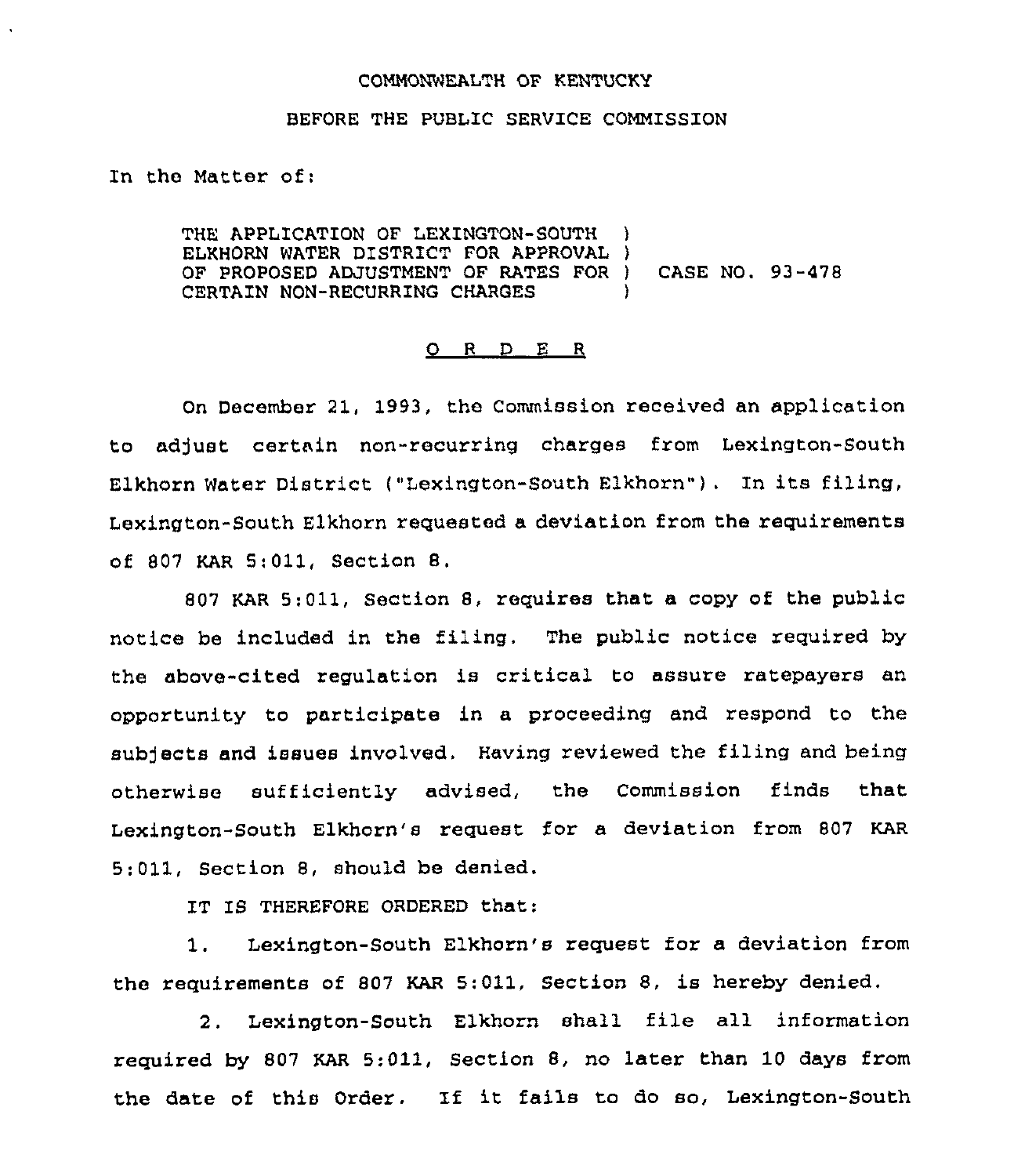COMMONWEALTH OF KENTUCKY

BEFORE THE PUBLIC SERVICE COMMISSION

In the Matter of:

THE APPLICATION OF LEXINGTON-SOUTH ELKHORN WATER DISTRICT FOR APPROVAL OF PROPOSED ADJUSTMENT OF RATES FOR CERTAIN NON-RECURRING CHARGES ) CASE NO. 93-478

O R D E R

On December 21, 1993, the Commission received an application to adjust certain non-recurring charges from Lexington-South Elkhorn Water District ("Lexington-South Elkhorn"). In its filing, Lexington-South Elkhorn requested a deviation from the requirements of 807 KAR 5:011, Section 8.

807 KAR 5:011, Section 8, requires that a copy of the public notice be included in the filing. The public notice required by the above-cited regulation is critical to assure ratepayers an opportunity to participate in a proceeding and respond to the subjects and issues involved. Having reviewed the filing and being otherwise sufficiently advised, the Commission finds that Lexington-South Elkhorn's request for a deviation from 807 KAR 5:011, Section 8, should be denied.

IT IS THEREFORE ORDERED that:

1. Lexington-South Elkhorn's request for a deviation from the requirements of 807 KAR 5:011, Section 8, is hereby denied.

2. Lexington-South Elkhorn shall file all information required by 807 KAR 5:011, Section 8, no later than 10 days from the date of this Order. If it fails to do so, Lexington-South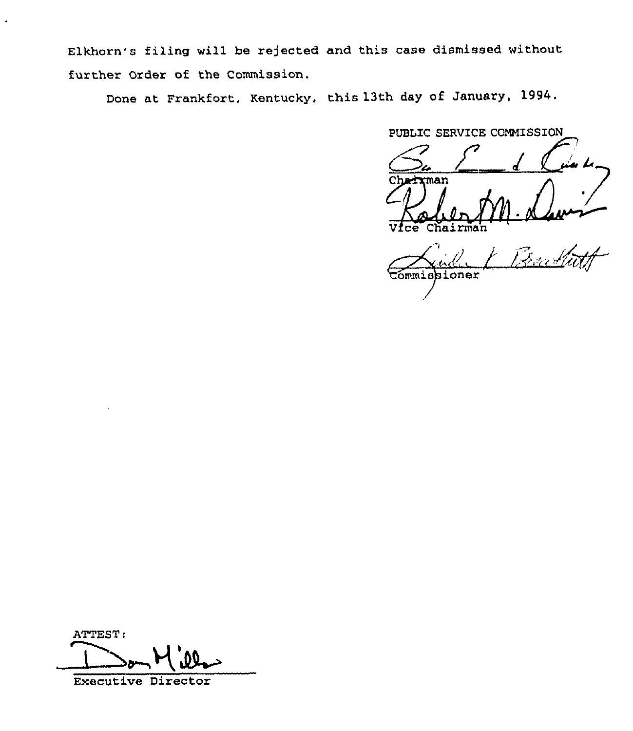Elkhorn's filing will be rejected and this case dismissed without further Order of the Commission.

Done at Frankfort, Kentucky, this 13th day of January, 1994.

PUBLIC SERVICE COMMISSION

Chairman

Vice Chairman

Commissioner

ATTEST:

Executive Director